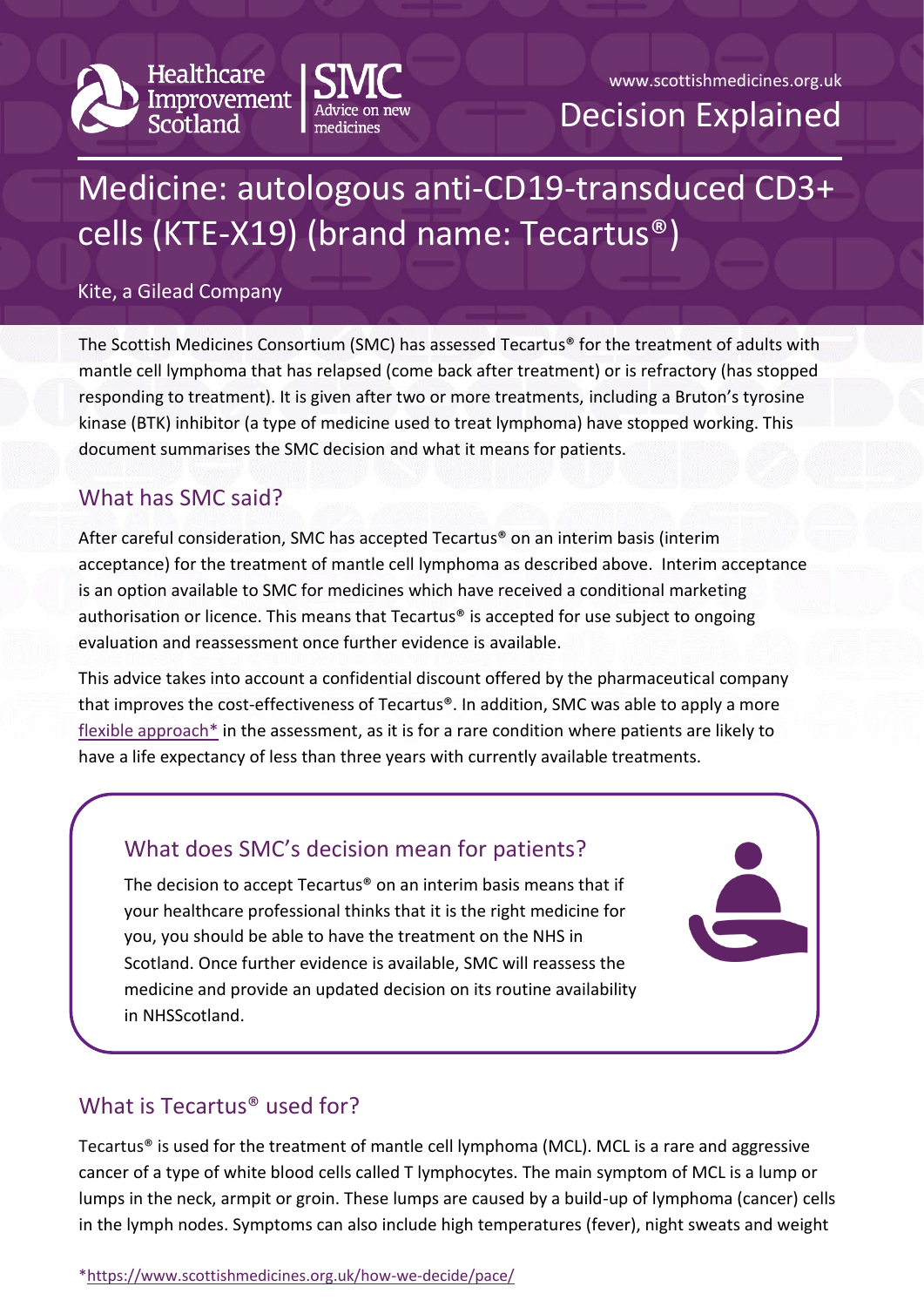www.scottishmedicines.org.uk

Decision Explained

# Medicine: autologous anti-CD19-transduced CD3+ cells (KTE-X19) (brand name: Tecartus®)

Kite, a Gilead Company

The Scottish Medicines Consortium (SMC) has assessed Tecartus® for the treatment of adults with mantle cell lymphoma that has relapsed (come back after treatment) or is refractory (has stopped responding to treatment). It is given after two or more treatments, including a Bruton's tyrosine kinase (BTK) inhibitor (a type of medicine used to treat lymphoma) have stopped working. This document summarises the SMC decision and what it means for patients.

## What has SMC said?

After careful consideration, SMC has accepted Tecartus® on an interim basis (interim acceptance) for the treatment of mantle cell lymphoma as described above. Interim acceptance is an option available to SMC for medicines which have received a conditional marketing authorisation or licence. This means that Tecartus® is accepted for use subject to ongoing evaluation and reassessment once further evidence is available.

This advice takes into account a confidential discount offered by the pharmaceutical company that improves the cost-effectiveness of Tecartus®. In addition, SMC was able to apply a more flexible approach* in the assessment, as it is for a rare condition where patients are likely to have a life expectancy of less than three years with currently available treatments.

### What does SMC's decision mean for patients?

The decision to accept Tecartus® on an interim basis means that if your healthcare professional thinks that it is the right medicine for you, you should be able to have the treatment on the NHS in Scotland. Once further evidence is available, SMC will reassess the medicine and provide an updated decision on its routine availability in NHSScotland.

## What is Tecartus® used for?

Tecartus® is used for the treatment of mantle cell lymphoma (MCL). MCL is a rare and aggressive cancer of a type of white blood cells called T lymphocytes. The main symptom of MCL is a lump or lumps in the neck, armpit or groin. These lumps are caused by a build-up of lymphoma (cancer) cells in the lymph nodes. Symptoms can also include high temperatures (fever), night sweats and weight

*https://www.scottishmedicines.org.uk/how-we-decide/pace/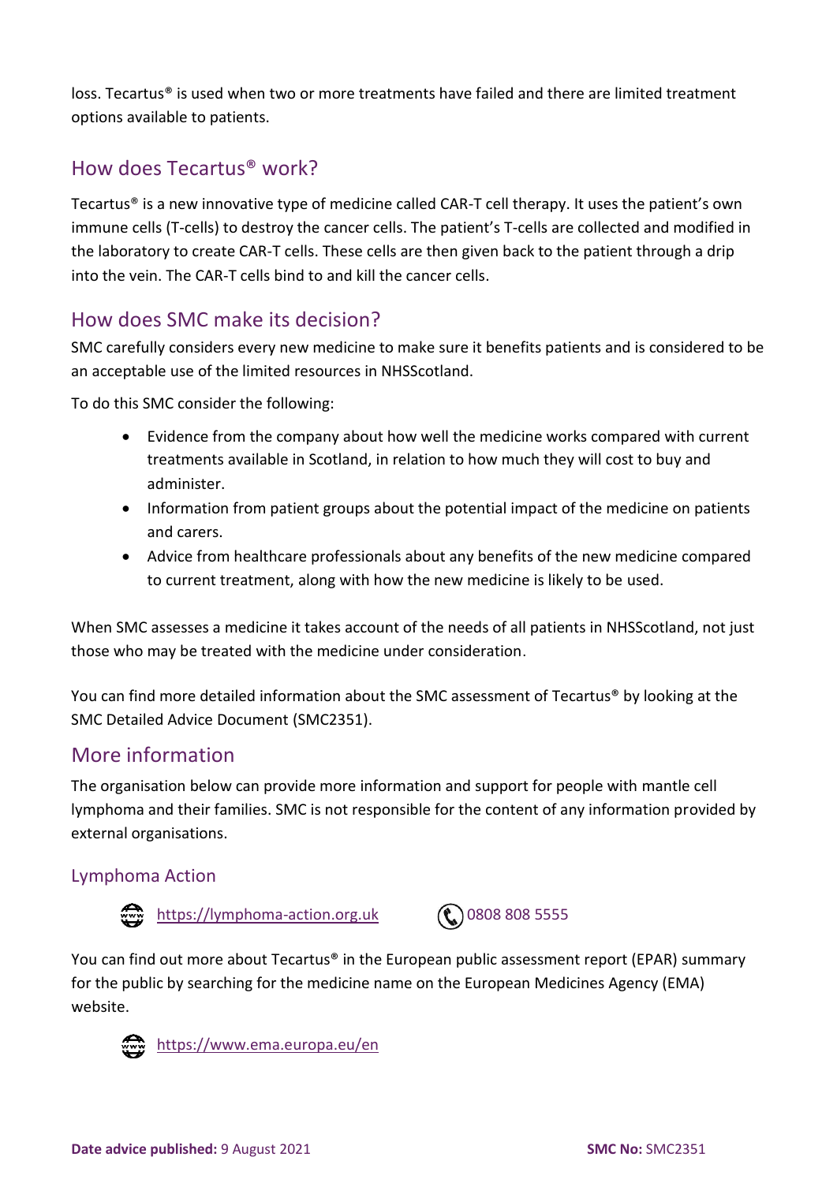loss. Tecartus® is used when two or more treatments have failed and there are limited treatment options available to patients.

## How does Tecartus® work?

Tecartus® is a new innovative type of medicine called CAR-T cell therapy. It uses the patient's own immune cells (T-cells) to destroy the cancer cells. The patient's T-cells are collected and modified in the laboratory to create CAR-T cells. These cells are then given back to the patient through a drip into the vein. The CAR-T cells bind to and kill the cancer cells.

## How does SMC make its decision?

SMC carefully considers every new medicine to make sure it benefits patients and is considered to be an acceptable use of the limited resources in NHSScotland.

To do this SMC consider the following:

- Evidence from the company about how well the medicine works compared with current treatments available in Scotland, in relation to how much they will cost to buy and administer.
- Information from patient groups about the potential impact of the medicine on patients and carers.
- Advice from healthcare professionals about any benefits of the new medicine compared to current treatment, along with how the new medicine is likely to be used.

When SMC assesses a medicine it takes account of the needs of all patients in NHSScotland, not just those who may be treated with the medicine under consideration.

You can find more detailed information about the SMC assessment of Tecartus® by looking at the SMC Detailed Advice Document (SMC2351).

## More information

The organisation below can provide more information and support for people with mantle cell lymphoma and their families. SMC is not responsible for the content of any information provided by external organisations.

### Lymphoma Action

https://lymphoma-action.org.uk     0808 808 5555

You can find out more about Tecartus® in the European public assessment report (EPAR) summary for the public by searching for the medicine name on the European Medicines Agency (EMA) website.

https://www.ema.europa.eu/en

**Date advice published:** 9 August 2021     **SMC No:** SMC2351